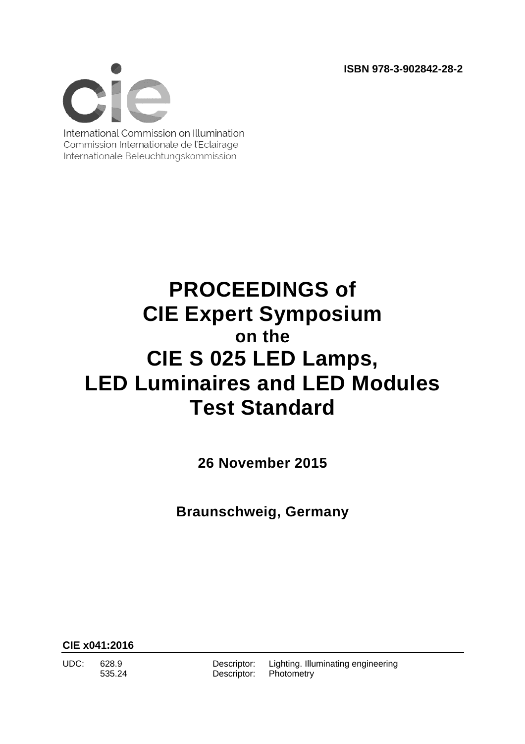ISBN 978-3-902842-28-2

cie

International Commission on Illumination
Commission Internationale de l'Eclairage
Internationale Beleuchtungskommission

# PROCEEDINGS of CIE Expert Symposium on the CIE S 025 LED Lamps, LED Luminaires and LED Modules Test Standard

**26 November 2015**

**Braunschweig, Germany**

**CIE x041:2016**

| UDC: | 628.9 | Descriptor: | Lighting. Illuminating engineering |
|---|---|---|---|
| | 535.24 | Descriptor: | Photometry |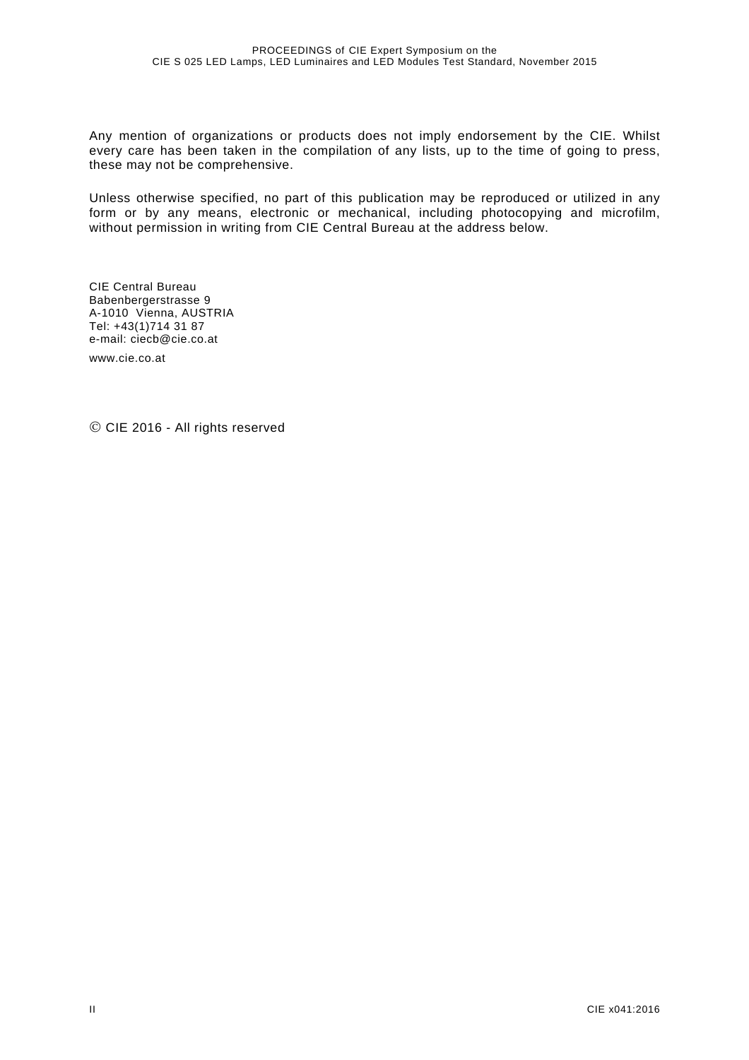Any mention of organizations or products does not imply endorsement by the CIE. Whilst every care has been taken in the compilation of any lists, up to the time of going to press, these may not be comprehensive.

Unless otherwise specified, no part of this publication may be reproduced or utilized in any form or by any means, electronic or mechanical, including photocopying and microfilm, without permission in writing from CIE Central Bureau at the address below.

CIE Central Bureau
Babenbergerstrasse 9
A-1010 Vienna, AUSTRIA
Tel: +43(1)714 31 87
e-mail: ciecb@cie.co.at

www.cie.co.at

© CIE 2016 - All rights reserved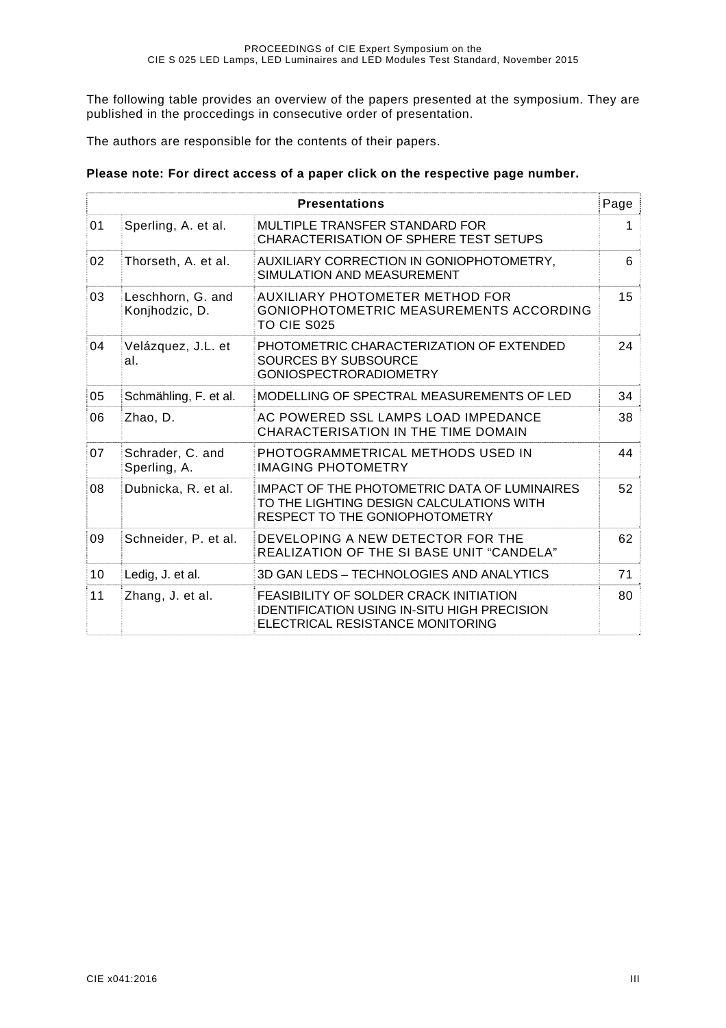The following table provides an overview of the papers presented at the symposium. They are published in the proccedings in consecutive order of presentation.

The authors are responsible for the contents of their papers.

**Please note: For direct access of a paper click on the respective page number.**

| Presentations | | | Page |
|---|---|---|---|
| 01 | Sperling, A. et al. | MULTIPLE TRANSFER STANDARD FOR CHARACTERISATION OF SPHERE TEST SETUPS | 1 |
| 02 | Thorseth, A. et al. | AUXILIARY CORRECTION IN GONIOPHOTOMETRY, SIMULATION AND MEASUREMENT | 6 |
| 03 | Leschhorn, G. and Konjhodzic, D. | AUXILIARY PHOTOMETER METHOD FOR GONIOPHOTOMETRIC MEASUREMENTS ACCORDING TO CIE S025 | 15 |
| 04 | Velázquez, J.L. et al. | PHOTOMETRIC CHARACTERIZATION OF EXTENDED SOURCES BY SUBSOURCE GONIOSPECTRORADIOMETRY | 24 |
| 05 | Schmähling, F. et al. | MODELLING OF SPECTRAL MEASUREMENTS OF LED | 34 |
| 06 | Zhao, D. | AC POWERED SSL LAMPS LOAD IMPEDANCE CHARACTERISATION IN THE TIME DOMAIN | 38 |
| 07 | Schrader, C. and Sperling, A. | PHOTOGRAMMETRICAL METHODS USED IN IMAGING PHOTOMETRY | 44 |
| 08 | Dubnicka, R. et al. | IMPACT OF THE PHOTOMETRIC DATA OF LUMINAIRES TO THE LIGHTING DESIGN CALCULATIONS WITH RESPECT TO THE GONIOPHOTOMETRY | 52 |
| 09 | Schneider, P. et al. | DEVELOPING A NEW DETECTOR FOR THE REALIZATION OF THE SI BASE UNIT "CANDELA" | 62 |
| 10 | Ledig, J. et al. | 3D GAN LEDS – TECHNOLOGIES AND ANALYTICS | 71 |
| 11 | Zhang, J. et al. | FEASIBILITY OF SOLDER CRACK INITIATION IDENTIFICATION USING IN-SITU HIGH PRECISION ELECTRICAL RESISTANCE MONITORING | 80 |